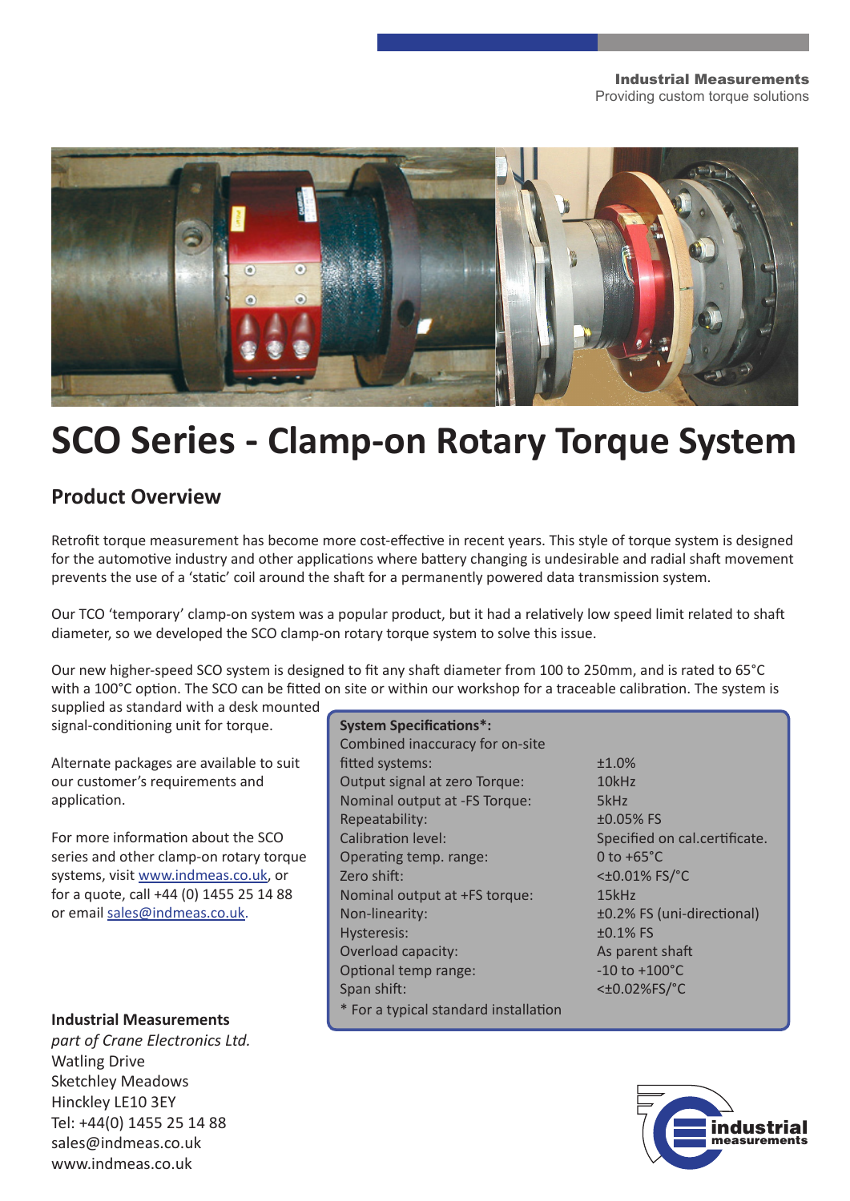Industrial Measurements
Providing custom torque solutions

# SCO Series - Clamp-on Rotary Torque System

## Product Overview

Retrofit torque measurement has become more cost-effective in recent years. This style of torque system is designed for the automotive industry and other applications where battery changing is undesirable and radial shaft movement prevents the use of a 'static' coil around the shaft for a permanently powered data transmission system.

Our TCO 'temporary' clamp-on system was a popular product, but it had a relatively low speed limit related to shaft diameter, so we developed the SCO clamp-on rotary torque system to solve this issue.

Our new higher-speed SCO system is designed to fit any shaft diameter from 100 to 250mm, and is rated to 65°C with a 100°C option. The SCO can be fitted on site or within our workshop for a traceable calibration. The system is supplied as standard with a desk mounted signal-conditioning unit for torque.

Alternate packages are available to suit our customer's requirements and application.

For more information about the SCO series and other clamp-on rotary torque systems, visit www.indmeas.co.uk, or for a quote, call +44 (0) 1455 25 14 88 or email sales@indmeas.co.uk.

| **System Specifications*:** | |
|---|---|
| Combined inaccuracy for on-site fitted systems: | ±1.0% |
| Output signal at zero Torque: | 10kHz |
| Nominal output at -FS Torque: | 5kHz |
| Repeatability: | ±0.05% FS |
| Calibration level: | Specified on cal.certificate. |
| Operating temp. range: | 0 to +65°C |
| Zero shift: | <±0.01% FS/°C |
| Nominal output at +FS torque: | 15kHz |
| Non-linearity: | ±0.2% FS (uni-directional) |
| Hysteresis: | ±0.1% FS |
| Overload capacity: | As parent shaft |
| Optional temp range: | -10 to +100°C |
| Span shift: | <±0.02%FS/°C |

* For a typical standard installation

**Industrial Measurements**
*part of Crane Electronics Ltd.*
Watling Drive
Sketchley Meadows
Hinckley LE10 3EY
Tel: +44(0) 1455 25 14 88
sales@indmeas.co.uk
www.indmeas.co.uk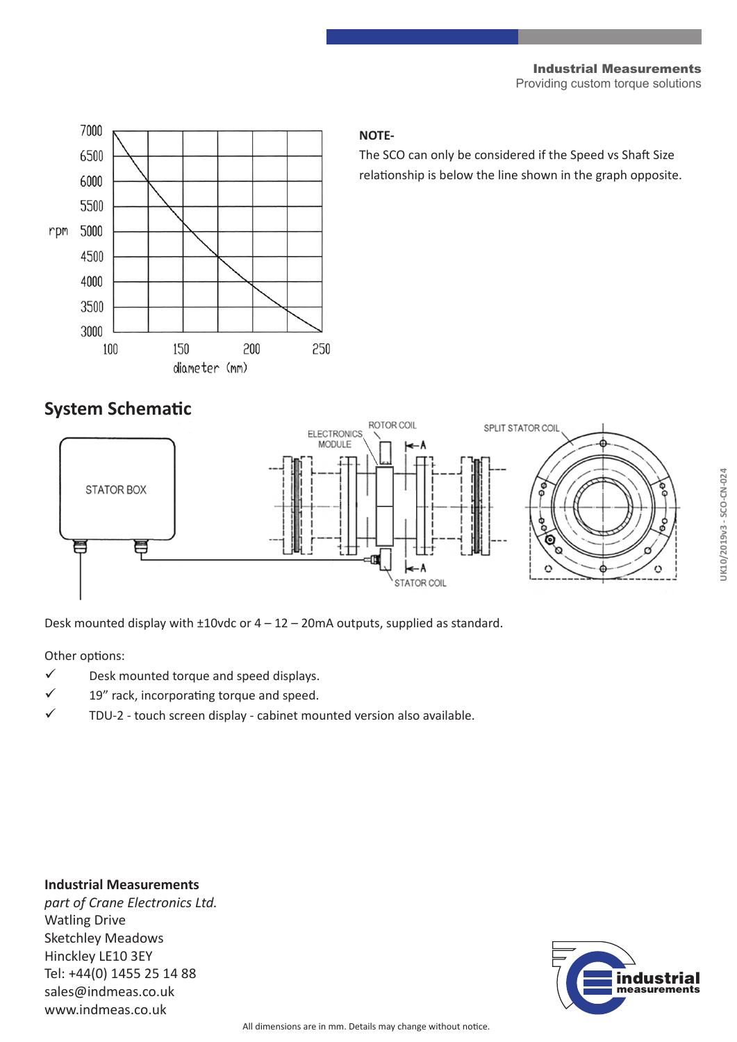7000
6500
6000
5500
rpm 5000
4500
4000
3500
3000
100 150 200 250
diameter (mm)

**NOTE-**

The SCO can only be considered if the Speed vs Shaft Size relationship is below the line shown in the graph opposite.

## System Schematic

STATOR BOX
ELECTRONICS MODULE
ROTOR COIL
A
A
STATOR COIL
SPLIT STATOR COIL

Desk mounted display with ±10vdc or 4 – 12 – 20mA outputs, supplied as standard.

Other options:

- ✓ Desk mounted torque and speed displays.
- ✓ 19” rack, incorporating torque and speed.
- ✓ TDU-2 - touch screen display - cabinet mounted version also available.

**Industrial Measurements**
*part of Crane Electronics Ltd.*
Watling Drive
Sketchley Meadows
Hinckley LE10 3EY
Tel: +44(0) 1455 25 14 88
sales@indmeas.co.uk
www.indmeas.co.uk

All dimensions are in mm. Details may change without notice.